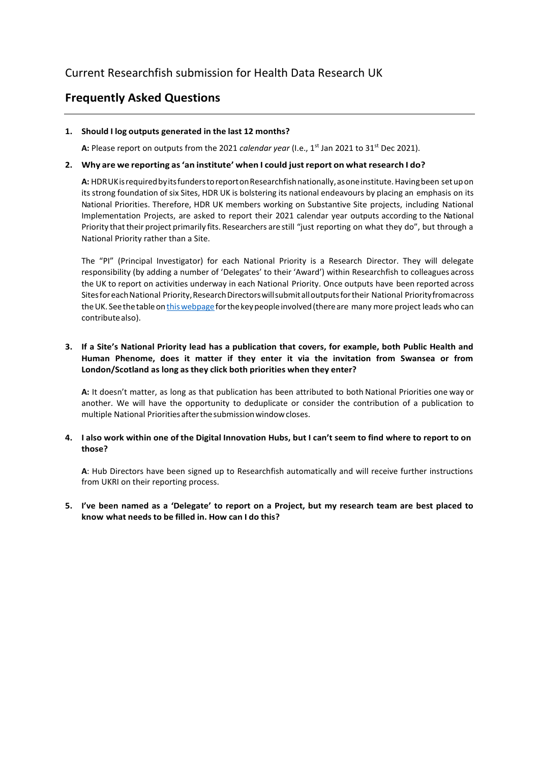Current Researchfish submission for Health Data Research UK

## Frequently Asked Questions

1. **Should I log outputs generated in the last 12 months?**

   **A:** Please report on outputs from the 2021 *calendar year* (I.e., 1st Jan 2021 to 31st Dec 2021).

2. **Why are we reporting as 'an institute' when I could just report on what research I do?**

   **A:** HDR UK is required by its funders to report on Researchfish nationally, as one institute. Having been set up on its strong foundation of six Sites, HDR UK is bolstering its national endeavours by placing an emphasis on its National Priorities. Therefore, HDR UK members working on Substantive Site projects, including National Implementation Projects, are asked to report their 2021 calendar year outputs according to the National Priority that their project primarily fits. Researchers are still "just reporting on what they do", but through a National Priority rather than a Site.

   The "PI" (Principal Investigator) for each National Priority is a Research Director. They will delegate responsibility (by adding a number of 'Delegates' to their 'Award') within Researchfish to colleagues across the UK to report on activities underway in each National Priority. Once outputs have been reported across Sites for each National Priority, Research Directors will submit all outputs for their National Priority from across the UK. See the table on [this webpage](this webpage) for the key people involved (there are many more project leads who can contribute also).

3. **If a Site's National Priority lead has a publication that covers, for example, both Public Health and Human Phenome, does it matter if they enter it via the invitation from Swansea or from London/Scotland as long as they click both priorities when they enter?**

   **A:** It doesn't matter, as long as that publication has been attributed to both National Priorities one way or another. We will have the opportunity to deduplicate or consider the contribution of a publication to multiple National Priorities after the submission window closes.

4. **I also work within one of the Digital Innovation Hubs, but I can't seem to find where to report to on those?**

   **A**: Hub Directors have been signed up to Researchfish automatically and will receive further instructions from UKRI on their reporting process.

5. **I've been named as a 'Delegate' to report on a Project, but my research team are best placed to know what needs to be filled in. How can I do this?**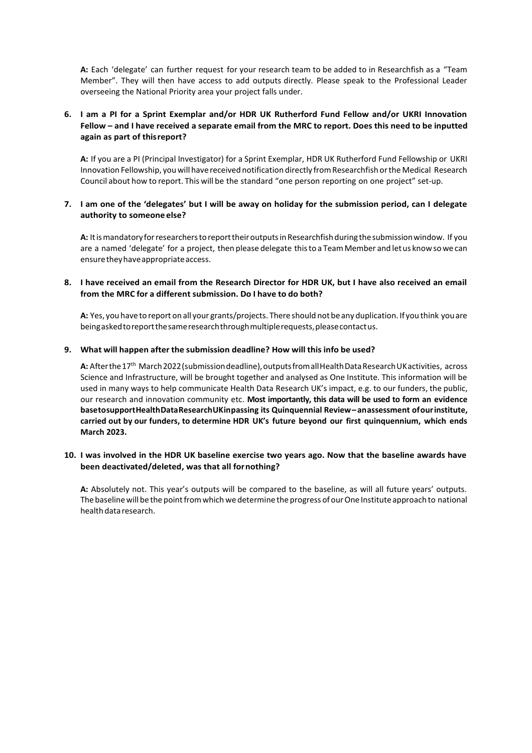**A:** Each 'delegate' can further request for your research team to be added to in Researchfish as a "Team Member". They will then have access to add outputs directly. Please speak to the Professional Leader overseeing the National Priority area your project falls under.

**6. I am a PI for a Sprint Exemplar and/or HDR UK Rutherford Fund Fellow and/or UKRI Innovation Fellow – and I have received a separate email from the MRC to report. Does this need to be inputted again as part of this report?**

**A:** If you are a PI (Principal Investigator) for a Sprint Exemplar, HDR UK Rutherford Fund Fellowship or UKRI Innovation Fellowship, you will have received notification directly from Researchfish or the Medical Research Council about how to report. This will be the standard "one person reporting on one project" set-up.

**7. I am one of the 'delegates' but I will be away on holiday for the submission period, can I delegate authority to someone else?**

**A:** It is mandatory for researchers to report their outputs in Researchfish during the submission window. If you are a named 'delegate' for a project, then please delegate this to a Team Member and let us know so we can ensure they have appropriate access.

**8. I have received an email from the Research Director for HDR UK, but I have also received an email from the MRC for a different submission. Do I have to do both?**

**A:** Yes, you have to report on all your grants/projects. There should not be any duplication. If you think you are being asked to report the same research through multiple requests, please contact us.

**9. What will happen after the submission deadline? How will this info be used?**

**A:** After the 17th March 2022 (submission deadline), outputs from all Health Data Research UK activities, across Science and Infrastructure, will be brought together and analysed as One Institute. This information will be used in many ways to help communicate Health Data Research UK's impact, e.g. to our funders, the public, our research and innovation community etc. **Most importantly, this data will be used to form an evidence base to support Health Data Research UK in passing its Quinquennial Review – an assessment of our institute, carried out by our funders, to determine HDR UK's future beyond our first quinquennium, which ends March 2023.**

**10. I was involved in the HDR UK baseline exercise two years ago. Now that the baseline awards have been deactivated/deleted, was that all for nothing?**

**A:** Absolutely not. This year's outputs will be compared to the baseline, as will all future years' outputs. The baseline will be the point from which we determine the progress of our One Institute approach to national health data research.